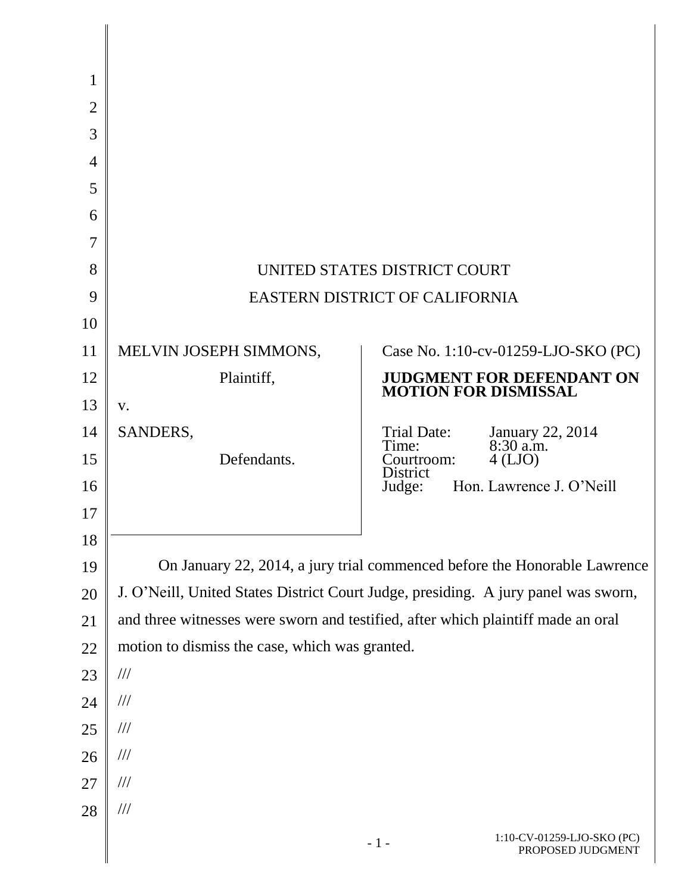UNITED STATES DISTRICT COURT

EASTERN DISTRICT OF CALIFORNIA

| | |
|---|---|
| MELVIN JOSEPH SIMMONS,<br>Plaintiff,<br>v.<br>SANDERS,<br>Defendants. | Case No. 1:10-cv-01259-LJO-SKO (PC)<br>**JUDGMENT FOR DEFENDANT ON MOTION FOR DISMISSAL**<br>Trial Date: January 22, 2014<br>Time: 8:30 a.m.<br>Courtroom: 4 (LJO)<br>District Judge: Hon. Lawrence J. O'Neill |

On January 22, 2014, a jury trial commenced before the Honorable Lawrence J. O'Neill, United States District Court Judge, presiding. A jury panel was sworn, and three witnesses were sworn and testified, after which plaintiff made an oral motion to dismiss the case, which was granted.

///

///

///

///

///

///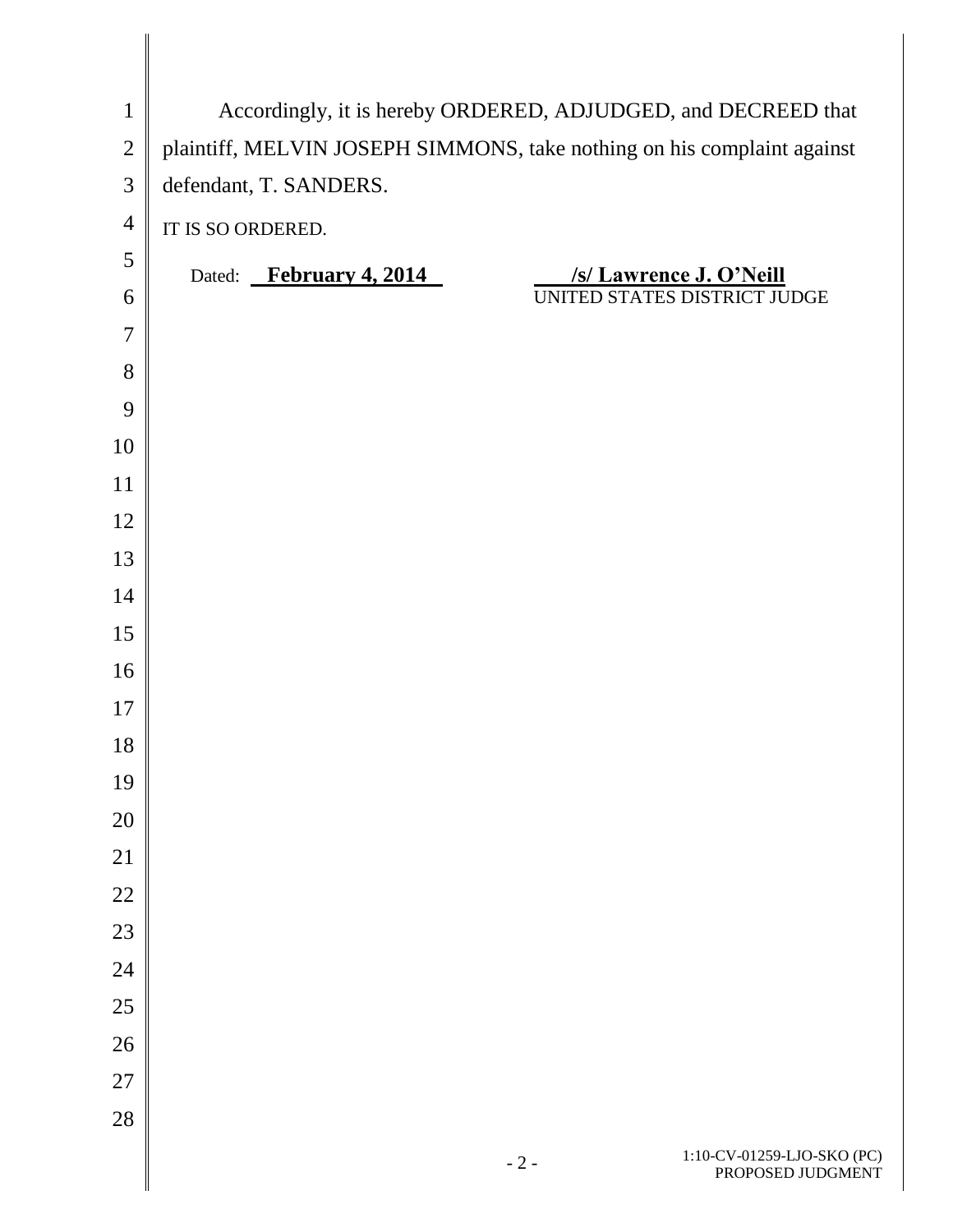Accordingly, it is hereby ORDERED, ADJUDGED, and DECREED that plaintiff, MELVIN JOSEPH SIMMONS, take nothing on his complaint against defendant, T. SANDERS.

IT IS SO ORDERED.

Dated: **February 4, 2014**

**/s/ Lawrence J. O'Neill**
UNITED STATES DISTRICT JUDGE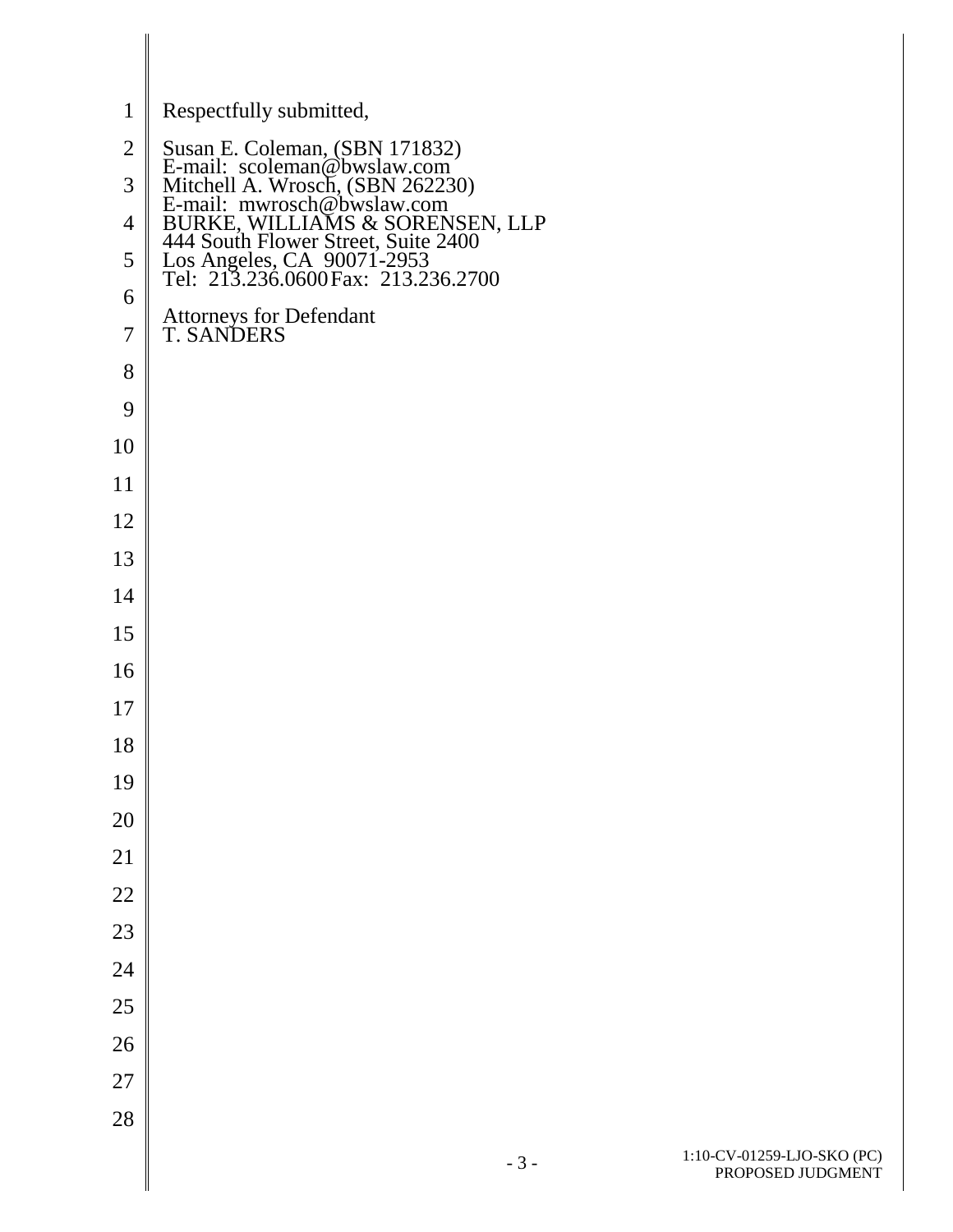Respectfully submitted,

Susan E. Coleman, (SBN 171832)
E-mail: scoleman@bwslaw.com
Mitchell A. Wrosch, (SBN 262230)
E-mail: mwrosch@bwslaw.com
BURKE, WILLIAMS & SORENSEN, LLP
444 South Flower Street, Suite 2400
Los Angeles, CA 90071-2953
Tel: 213.236.0600 Fax: 213.236.2700

Attorneys for Defendant
T. SANDERS